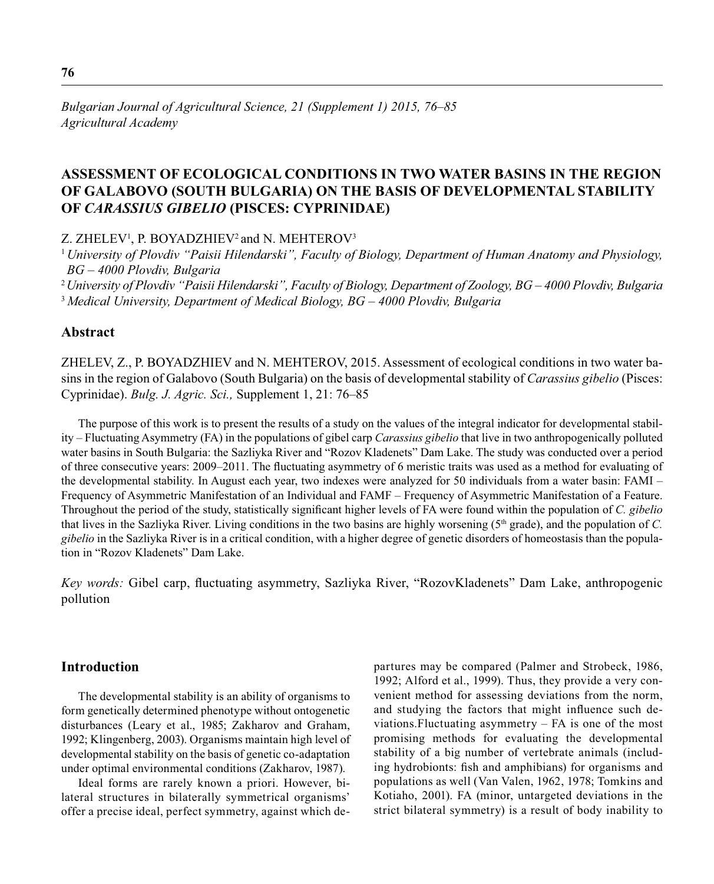# ASSESSMENT OF ECOLOGICAL CONDITIONS IN TWO WATER BASINS IN THE REGION OF GALABOVO (SOUTH BULGARIA) ON THE BASIS OF DEVELOPMENTAL STABILITY OF *CARASSIUS GIBELIO* (PISCES: CYPRINIDAE)

Z. ZHELEV[1], P. BOYADZHIEV[2] and N. MEHTEROV[3]

[1] *University of Plovdiv "Paisii Hilendarski", Faculty of Biology, Department of Human Anatomy and Physiology, BG – 4000 Plovdiv, Bulgaria*

[2] *University of Plovdiv "Paisii Hilendarski", Faculty of Biology, Department of Zoology, BG – 4000 Plovdiv, Bulgaria*

[3] *Medical University, Department of Medical Biology, BG – 4000 Plovdiv, Bulgaria*

## Abstract

ZHELEV, Z., P. BOYADZHIEV and N. MEHTEROV, 2015. Assessment of ecological conditions in two water basins in the region of Galabovo (South Bulgaria) on the basis of developmental stability of *Carassius gibelio* (Pisces: Cyprinidae). *Bulg. J. Agric. Sci.,* Supplement 1, 21: 76–85

The purpose of this work is to present the results of a study on the values of the integral indicator for developmental stability – Fluctuating Asymmetry (FA) in the populations of gibel carp *Carassius gibelio* that live in two anthropogenically polluted water basins in South Bulgaria: the Sazliyka River and "Rozov Kladenets" Dam Lake. The study was conducted over a period of three consecutive years: 2009–2011. The fluctuating asymmetry of 6 meristic traits was used as a method for evaluating of the developmental stability. In August each year, two indexes were analyzed for 50 individuals from a water basin: FAMI – Frequency of Asymmetric Manifestation of an Individual and FAMF – Frequency of Asymmetric Manifestation of a Feature. Throughout the period of the study, statistically significant higher levels of FA were found within the population of *C. gibelio* that lives in the Sazliyka River. Living conditions in the two basins are highly worsening (5[th] grade), and the population of *C. gibelio* in the Sazliyka River is in a critical condition, with a higher degree of genetic disorders of homeostasis than the population in "Rozov Kladenets" Dam Lake.

*Key words:* Gibel carp, fluctuating asymmetry, Sazliyka River, "RozovKladenets" Dam Lake, anthropogenic pollution

## Introduction

The developmental stability is an ability of organisms to form genetically determined phenotype without ontogenetic disturbances (Leary et al., 1985; Zakharov and Graham, 1992; Klingenberg, 2003). Organisms maintain high level of developmental stability on the basis of genetic co-adaptation under optimal environmental conditions (Zakharov, 1987).

Ideal forms are rarely known a priori. However, bilateral structures in bilaterally symmetrical organisms' offer a precise ideal, perfect symmetry, against which departures may be compared (Palmer and Strobeck, 1986, 1992; Alford et al., 1999). Thus, they provide a very convenient method for assessing deviations from the norm, and studying the factors that might influence such deviations.Fluctuating asymmetry – FA is one of the most promising methods for evaluating the developmental stability of a big number of vertebrate animals (including hydrobionts: fish and amphibians) for organisms and populations as well (Van Valen, 1962, 1978; Tomkins and Kotiaho, 2001). FA (minor, untargeted deviations in the strict bilateral symmetry) is a result of body inability to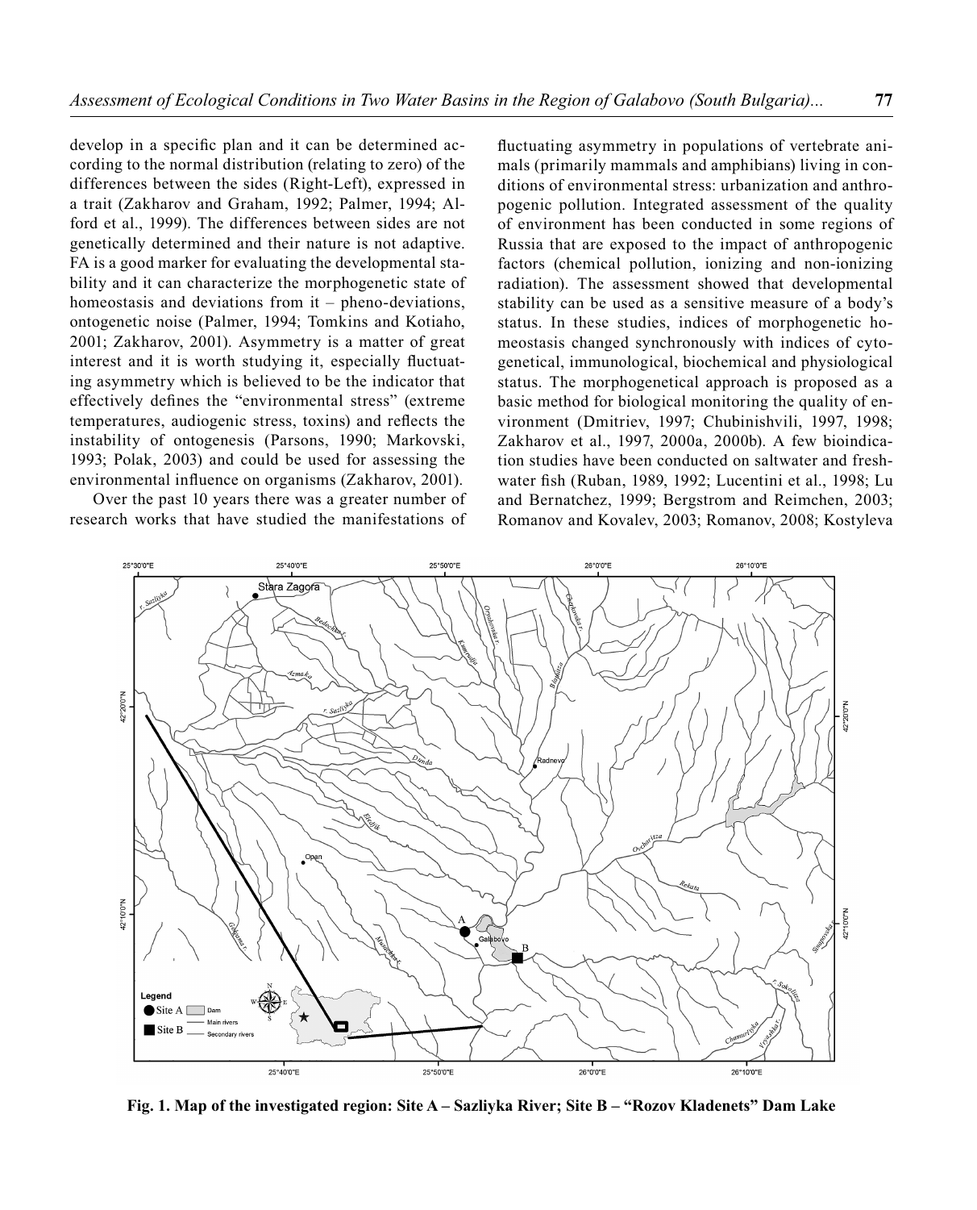develop in a specific plan and it can be determined according to the normal distribution (relating to zero) of the differences between the sides (Right-Left), expressed in a trait (Zakharov and Graham, 1992; Palmer, 1994; Alford et al., 1999). The differences between sides are not genetically determined and their nature is not adaptive. FA is a good marker for evaluating the developmental stability and it can characterize the morphogenetic state of homeostasis and deviations from it – pheno-deviations, ontogenetic noise (Palmer, 1994; Tomkins and Kotiaho, 2001; Zakharov, 2001). Asymmetry is a matter of great interest and it is worth studying it, especially fluctuating asymmetry which is believed to be the indicator that effectively defines the "environmental stress" (extreme temperatures, audiogenic stress, toxins) and reflects the instability of ontogenesis (Parsons, 1990; Markovski, 1993; Polak, 2003) and could be used for assessing the environmental influence on organisms (Zakharov, 2001).

Over the past 10 years there was a greater number of research works that have studied the manifestations of fluctuating asymmetry in populations of vertebrate animals (primarily mammals and amphibians) living in conditions of environmental stress: urbanization and anthropogenic pollution. Integrated assessment of the quality of environment has been conducted in some regions of Russia that are exposed to the impact of anthropogenic factors (chemical pollution, ionizing and non-ionizing radiation). The assessment showed that developmental stability can be used as a sensitive measure of a body's status. In these studies, indices of morphogenetic homeostasis changed synchronously with indices of cytogenetical, immunological, biochemical and physiological status. The morphogenetical approach is proposed as a basic method for biological monitoring the quality of environment (Dmitriev, 1997; Chubinishvili, 1997, 1998; Zakharov et al., 1997, 2000a, 2000b). A few bioindication studies have been conducted on saltwater and freshwater fish (Ruban, 1989, 1992; Lucentini et al., 1998; Lu and Bernatchez, 1999; Bergstrom and Reimchen, 2003; Romanov and Kovalev, 2003; Romanov, 2008; Kostyleva

**Fig. 1. Map of the investigated region: Site A – Sazliyka River; Site B – "Rozov Kladenets" Dam Lake**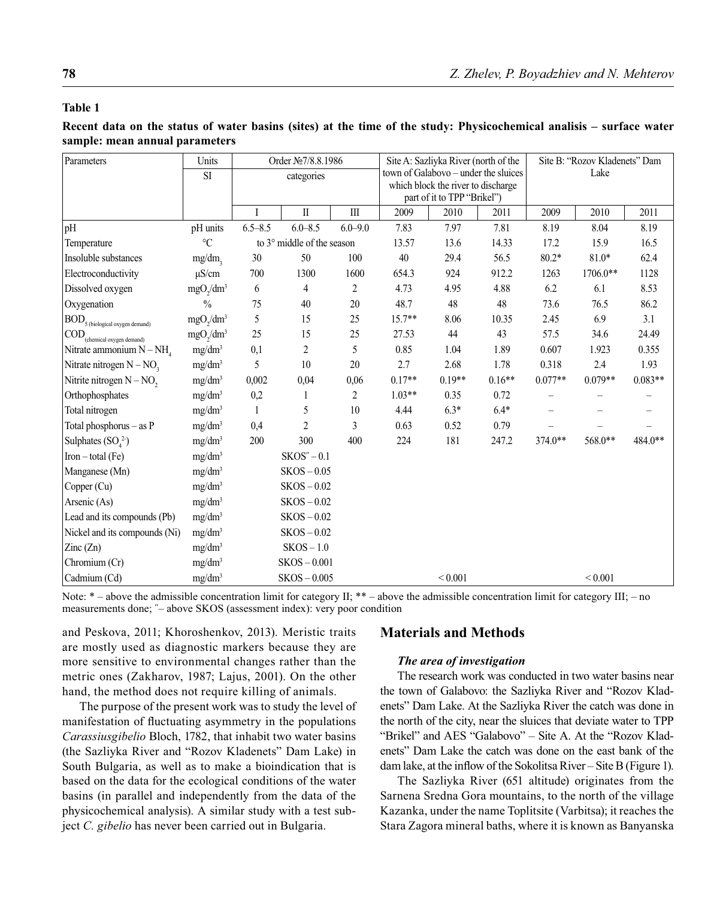**Table 1**

**Recent data on the status of water basins (sites) at the time of the study: Physicochemical analisis – surface water sample: mean annual parameters**

| Parameters | Units | Order №7/8.8.1986 | | | Site A: Sazliyka River (north of the town of Galabovo – under the sluices which block the river to discharge part of it to TPP "Brikel") | | | Site B: "Rozov Kladenets" Dam Lake | | |
|---|---|---|---|---|---|---|---|---|---|---|
| | SI | categories | | | | | | | | |
| | | I | II | III | 2009 | 2010 | 2011 | 2009 | 2010 | 2011 |
| pH | pH units | 6.5–8.5 | 6.0–8.5 | 6.0–9.0 | 7.83 | 7.97 | 7.81 | 8.19 | 8.04 | 8.19 |
| Temperature | °C | to 3° middle of the season | | | 13.57 | 13.6 | 14.33 | 17.2 | 15.9 | 16.5 |
| Insoluble substances | $mg/dm_3$ | 30 | 50 | 100 | 40 | 29.4 | 56.5 | 80.2* | 81.0* | 62.4 |
| Electroconductivity | μS/cm | 700 | 1300 | 1600 | 654.3 | 924 | 912.2 | 1263 | 1706.0** | 1128 |
| Dissolved oxygen | $mgO_2/dm^3$ | 6 | 4 | 2 | 4.73 | 4.95 | 4.88 | 6.2 | 6.1 | 8.53 |
| Oxygenation | % | 75 | 40 | 20 | 48.7 | 48 | 48 | 73.6 | 76.5 | 86.2 |
| $BOD_5$ (biological oxygen demand) | $mgO_2/dm^3$ | 5 | 15 | 25 | 15.7** | 8.06 | 10.35 | 2.45 | 6.9 | 3.1 |
| COD (chemical oxygen demand) | $mgO_2/dm^3$ | 25 | 15 | 25 | 27.53 | 44 | 43 | 57.5 | 34.6 | 24.49 |
| Nitrate ammonium $N-NH_4$ | $mg/dm^3$ | 0,1 | 2 | 5 | 0.85 | 1.04 | 1.89 | 0.607 | 1.923 | 0.355 |
| Nitrate nitrogen $N-NO_3$ | $mg/dm^3$ | 5 | 10 | 20 | 2.7 | 2.68 | 1.78 | 0.318 | 2.4 | 1.93 |
| Nitrite nitrogen $N-NO_2$ | $mg/dm^3$ | 0,002 | 0,04 | 0,06 | 0.17** | 0.19** | 0.16** | 0.077** | 0.079** | 0.083** |
| Orthophosphates | $mg/dm^3$ | 0,2 | 1 | 2 | 1.03** | 0.35 | 0.72 | – | – | – |
| Total nitrogen | $mg/dm^3$ | 1 | 5 | 10 | 4.44 | 6.3* | 6.4* | – | – | – |
| Total phosphorus – as P | $mg/dm^3$ | 0,4 | 2 | 3 | 0.63 | 0.52 | 0.79 | – | – | – |
| Sulphates ($SO_4^{2-}$) | $mg/dm^3$ | 200 | 300 | 400 | 224 | 181 | 247.2 | 374.0** | 568.0** | 484.0** |
| Iron – total (Fe) | $mg/dm^3$ | SKOS″ – 0.1 | | | | | | | | |
| Manganese (Mn) | $mg/dm^3$ | SKOS – 0.05 | | | | | | | | |
| Copper (Cu) | $mg/dm^3$ | SKOS – 0.02 | | | | | | | | |
| Arsenic (As) | $mg/dm^3$ | SKOS – 0.02 | | | | | | | | |
| Lead and its compounds (Pb) | $mg/dm^3$ | SKOS – 0.02 | | | | | | | | |
| Nickel and its compounds (Ni) | $mg/dm^3$ | SKOS – 0.02 | | | | | | | | |
| Zinc (Zn) | $mg/dm^3$ | SKOS – 1.0 | | | | | | | | |
| Chromium (Cr) | $mg/dm^3$ | SKOS – 0.001 | | | | | | | | |
| Cadmium (Cd) | $mg/dm^3$ | SKOS – 0.005 | | | | < 0.001 | | | < 0.001 | |

Note: * – above the admissible concentration limit for category II; ** – above the admissible concentration limit for category III; – no measurements done; ″– above SKOS (assessment index): very poor condition

and Peskova, 2011; Khoroshenkov, 2013). Meristic traits are mostly used as diagnostic markers because they are more sensitive to environmental changes rather than the metric ones (Zakharov, 1987; Lajus, 2001). On the other hand, the method does not require killing of animals.

The purpose of the present work was to study the level of manifestation of fluctuating asymmetry in the populations *Carassiusgibelio* Bloch, 1782, that inhabit two water basins (the Sazliyka River and "Rozov Kladenets" Dam Lake) in South Bulgaria, as well as to make a bioindication that is based on the data for the ecological conditions of the water basins (in parallel and independently from the data of the physicochemical analysis). A similar study with a test subject *C. gibelio* has never been carried out in Bulgaria.

## Materials and Methods

### *The area of investigation*

The research work was conducted in two water basins near the town of Galabovo: the Sazliyka River and "Rozov Kladenets" Dam Lake. At the Sazliyka River the catch was done in the north of the city, near the sluices that deviate water to TPP "Brikel" and AES "Galabovo" – Site A. At the "Rozov Kladenets" Dam Lake the catch was done on the east bank of the dam lake, at the inflow of the Sokolitsa River – Site B (Figure 1).

The Sazliyka River (651 altitude) originates from the Sarnena Sredna Gora mountains, to the north of the village Kazanka, under the name Toplitsite (Varbitsa); it reaches the Stara Zagora mineral baths, where it is known as Banyanska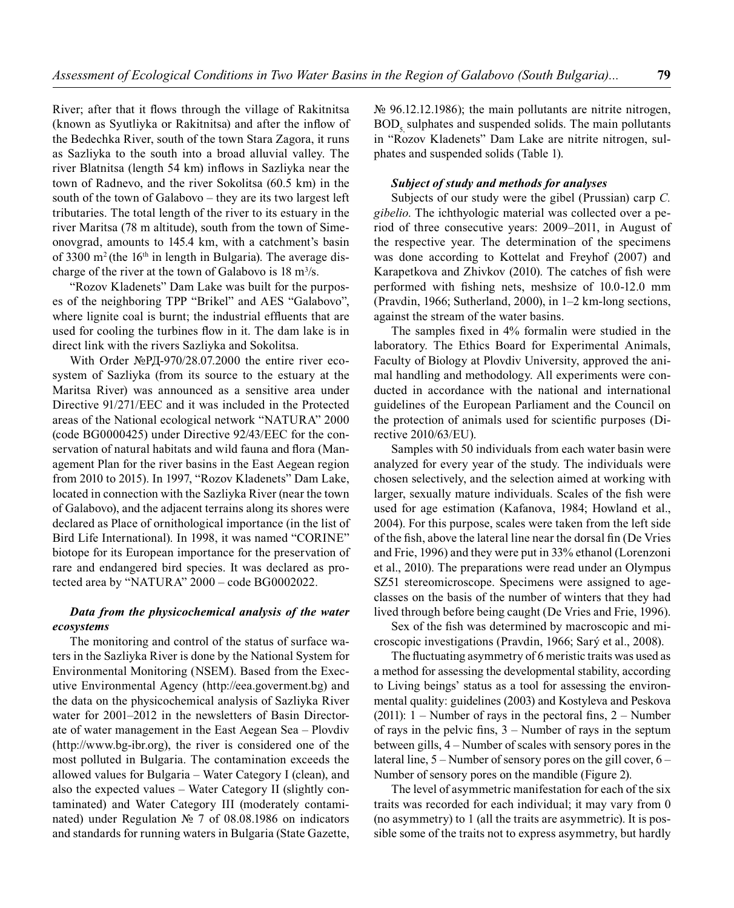River; after that it flows through the village of Rakitnitsa (known as Syutliyka or Rakitnitsa) and after the inflow of the Bedechka River, south of the town Stara Zagora, it runs as Sazliyka to the south into a broad alluvial valley. The river Blatnitsa (length 54 km) inflows in Sazliyka near the town of Radnevo, and the river Sokolitsa (60.5 km) in the south of the town of Galabovo – they are its two largest left tributaries. The total length of the river to its estuary in the river Maritsa (78 m altitude), south from the town of Simeonovgrad, amounts to 145.4 km, with a catchment's basin of 3300 $m^2$ (the 16[th] in length in Bulgaria). The average discharge of the river at the town of Galabovo is 18 $m^3/s$.

"Rozov Kladenets" Dam Lake was built for the purposes of the neighboring TPP "Brikel" and AES "Galabovo", where lignite coal is burnt; the industrial effluents that are used for cooling the turbines flow in it. The dam lake is in direct link with the rivers Sazliyka and Sokolitsa.

With Order №РД-970/28.07.2000 the entire river ecosystem of Sazliyka (from its source to the estuary at the Maritsa River) was announced as a sensitive area under Directive 91/271/EEC and it was included in the Protected areas of the National ecological network "NATURA" 2000 (code BG0000425) under Directive 92/43/EEC for the conservation of natural habitats and wild fauna and flora (Management Plan for the river basins in the East Aegean region from 2010 to 2015). In 1997, "Rozov Kladenets" Dam Lake, located in connection with the Sazliyka River (near the town of Galabovo), and the adjacent terrains along its shores were declared as Place of ornithological importance (in the list of Bird Life International). In 1998, it was named "CORINE" biotope for its European importance for the preservation of rare and endangered bird species. It was declared as protected area by "NATURA" 2000 – code BG0002022.

### *Data from the physicochemical analysis of the water ecosystems*

The monitoring and control of the status of surface waters in the Sazliyka River is done by the National System for Environmental Monitoring (NSEM). Based from the Executive Environmental Agency (http://eea.goverment.bg) and the data on the physicochemical analysis of Sazliyka River water for 2001–2012 in the newsletters of Basin Directorate of water management in the East Aegean Sea – Plovdiv (http://www.bg-ibr.org), the river is considered one of the most polluted in Bulgaria. The contamination exceeds the allowed values for Bulgaria – Water Category I (clean), and also the expected values – Water Category II (slightly contaminated) and Water Category III (moderately contaminated) under Regulation № 7 of 08.08.1986 on indicators and standards for running waters in Bulgaria (State Gazette, № 96.12.12.1986); the main pollutants are nitrite nitrogen, $BOD_5$, sulphates and suspended solids. The main pollutants in "Rozov Kladenets" Dam Lake are nitrite nitrogen, sulphates and suspended solids (Table 1).

### *Subject of study and methods for analyses*

Subjects of our study were the gibel (Prussian) carp *C. gibelio*. The ichthyologic material was collected over a period of three consecutive years: 2009–2011, in August of the respective year. The determination of the specimens was done according to Kottelat and Freyhof (2007) and Karapetkova and Zhivkov (2010). The catches of fish were performed with fishing nets, meshsize of 10.0-12.0 mm (Pravdin, 1966; Sutherland, 2000), in 1–2 km-long sections, against the stream of the water basins.

The samples fixed in 4% formalin were studied in the laboratory. The Ethics Board for Experimental Animals, Faculty of Biology at Plovdiv University, approved the animal handling and methodology. All experiments were conducted in accordance with the national and international guidelines of the European Parliament and the Council on the protection of animals used for scientific purposes (Directive 2010/63/EU).

Samples with 50 individuals from each water basin were analyzed for every year of the study. The individuals were chosen selectively, and the selection aimed at working with larger, sexually mature individuals. Scales of the fish were used for age estimation (Kafanova, 1984; Howland et al., 2004). For this purpose, scales were taken from the left side of the fish, above the lateral line near the dorsal fin (De Vries and Frie, 1996) and they were put in 33% ethanol (Lorenzoni et al., 2010). The preparations were read under an Olympus SZ51 stereomicroscope. Specimens were assigned to age-classes on the basis of the number of winters that they had lived through before being caught (De Vries and Frie, 1996).

Sex of the fish was determined by macroscopic and microscopic investigations (Pravdin, 1966; Sarý et al., 2008).

The fluctuating asymmetry of 6 meristic traits was used as a method for assessing the developmental stability, according to Living beings' status as a tool for assessing the environmental quality: guidelines (2003) and Kostyleva and Peskova (2011): 1 – Number of rays in the pectoral fins, 2 – Number of rays in the pelvic fins, 3 – Number of rays in the septum between gills, 4 – Number of scales with sensory pores in the lateral line, 5 – Number of sensory pores on the gill cover, 6 – Number of sensory pores on the mandible (Figure 2).

The level of asymmetric manifestation for each of the six traits was recorded for each individual; it may vary from 0 (no asymmetry) to 1 (all the traits are asymmetric). It is possible some of the traits not to express asymmetry, but hardly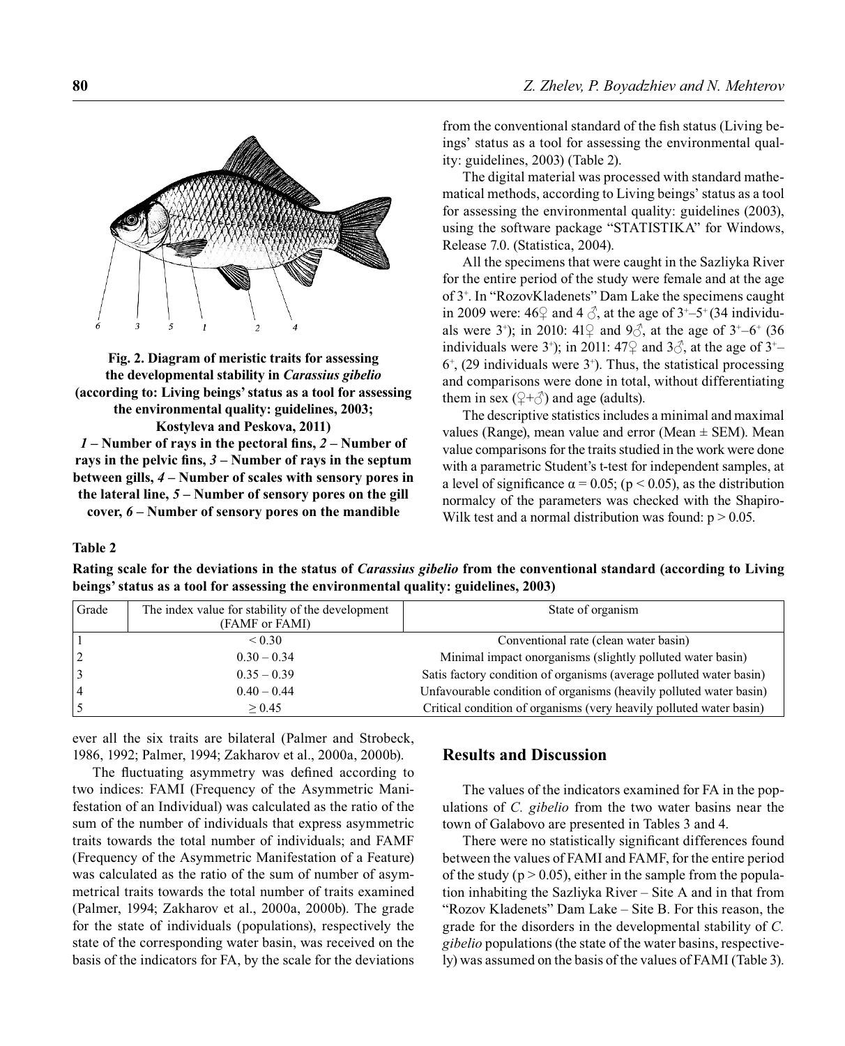**Fig. 2. Diagram of meristic traits for assessing the developmental stability in *Carassius gibelio* (according to: Living beings' status as a tool for assessing the environmental quality: guidelines, 2003; Kostyleva and Peskova, 2011)**

***1*** **– Number of rays in the pectoral fins,** ***2*** **– Number of rays in the pelvic fins,** ***3*** **– Number of rays in the septum between gills,** ***4*** **– Number of scales with sensory pores in the lateral line,** ***5*** **– Number of sensory pores on the gill cover,** ***6*** **– Number of sensory pores on the mandible**

ever all the six traits are bilateral (Palmer and Strobeck, 1986, 1992; Palmer, 1994; Zakharov et al., 2000a, 2000b).

The fluctuating asymmetry was defined according to two indices: FAMI (Frequency of the Asymmetric Manifestation of an Individual) was calculated as the ratio of the sum of the number of individuals that express asymmetric traits towards the total number of individuals; and FAMF (Frequency of the Asymmetric Manifestation of a Feature) was calculated as the ratio of the sum of number of asymmetrical traits towards the total number of traits examined (Palmer, 1994; Zakharov et al., 2000a, 2000b). The grade for the state of individuals (populations), respectively the state of the corresponding water basin, was received on the basis of the indicators for FA, by the scale for the deviations from the conventional standard of the fish status (Living beings' status as a tool for assessing the environmental quality: guidelines, 2003) (Table 2).

**Table 2**

**Rating scale for the deviations in the status of *Carassius gibelio* from the conventional standard (according to Living beings' status as a tool for assessing the environmental quality: guidelines, 2003)**

| Grade | The index value for stability of the development (FAMF or FAMI) | State of organism |
|---|---|---|
| 1 | < 0.30 | Conventional rate (clean water basin) |
| 2 | 0.30 – 0.34 | Minimal impact onorganisms (slightly polluted water basin) |
| 3 | 0.35 – 0.39 | Satis factory condition of organisms (average polluted water basin) |
| 4 | 0.40 – 0.44 | Unfavourable condition of organisms (heavily polluted water basin) |
| 5 | ≥ 0.45 | Critical condition of organisms (very heavily polluted water basin) |

The digital material was processed with standard mathematical methods, according to Living beings' status as a tool for assessing the environmental quality: guidelines (2003), using the software package "STATISTIKA" for Windows, Release 7.0. (Statistica, 2004).

All the specimens that were caught in the Sazliyka River for the entire period of the study were female and at the age of $3^+$. In "RozovKladenets" Dam Lake the specimens caught in 2009 were: 46♀ and 4 ♂, at the age of $3^+$–$5^+$ (34 individuals were $3^+$); in 2010: 41♀ and 9♂, at the age of $3^+$–$6^+$ (36 individuals were $3^+$); in 2011: 47♀ and 3♂, at the age of $3^+$–$6^+$, (29 individuals were $3^+$). Thus, the statistical processing and comparisons were done in total, without differentiating them in sex (♀+♂) and age (adults).

The descriptive statistics includes a minimal and maximal values (Range), mean value and error (Mean ± SEM). Mean value comparisons for the traits studied in the work were done with a parametric Student's t-test for independent samples, at a level of significance $\alpha = 0.05$; ($p < 0.05$), as the distribution normalcy of the parameters was checked with the Shapiro-Wilk test and a normal distribution was found: $p > 0.05$.

## Results and Discussion

The values of the indicators examined for FA in the populations of *C. gibelio* from the two water basins near the town of Galabovo are presented in Tables 3 and 4.

There were no statistically significant differences found between the values of FAMI and FAMF, for the entire period of the study ($p > 0.05$), either in the sample from the population inhabiting the Sazliyka River – Site A and in that from "Rozov Kladenets" Dam Lake – Site B. For this reason, the grade for the disorders in the developmental stability of *C. gibelio* populations (the state of the water basins, respectively) was assumed on the basis of the values of FAMI (Table 3).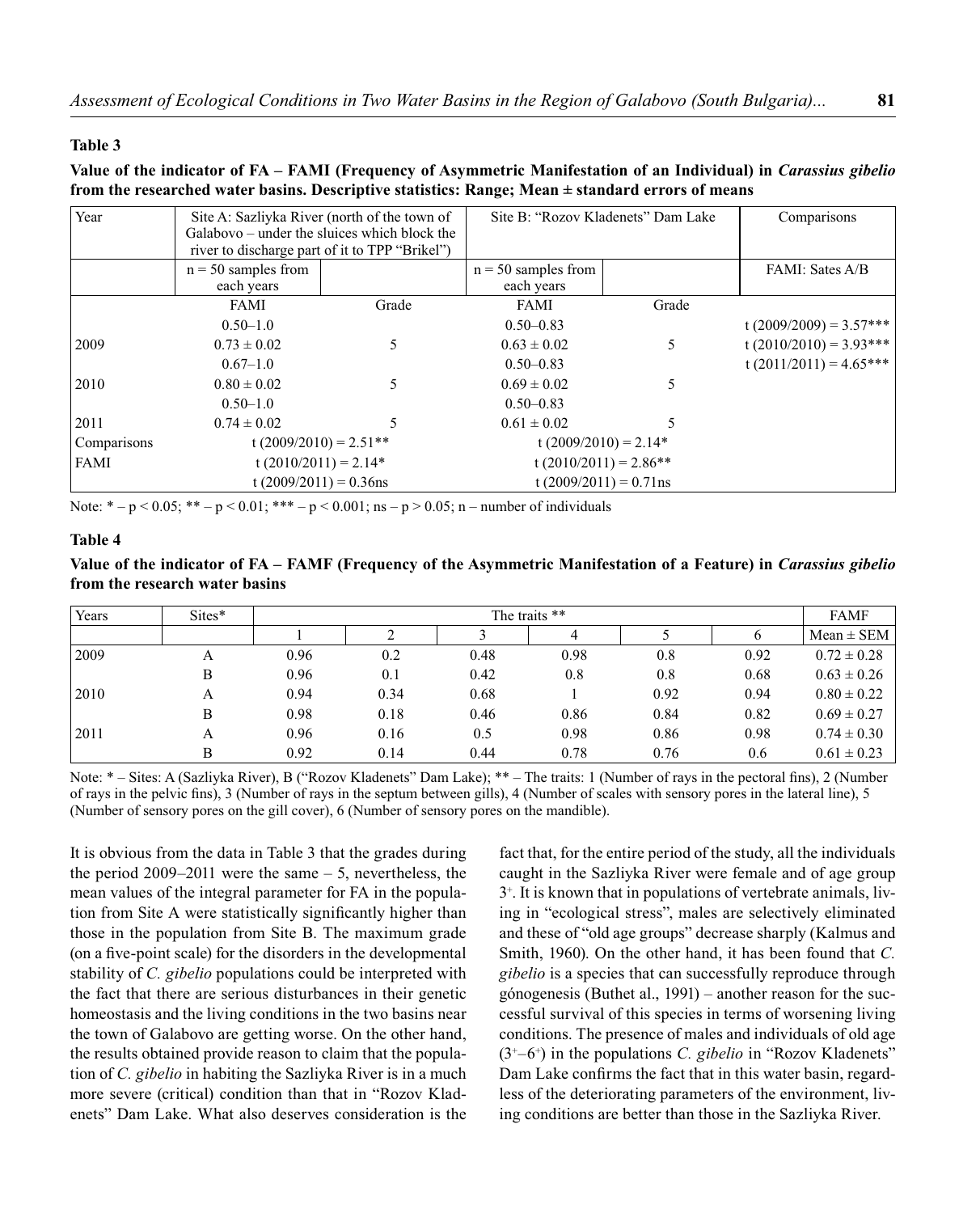**Table 3**

**Value of the indicator of FA – FAMI (Frequency of Asymmetric Manifestation of an Individual) in *Carassius gibelio* from the researched water basins. Descriptive statistics: Range; Mean ± standard errors of means**

| Year | Site A: Sazliyka River (north of the town of Galabovo – under the sluices which block the river to discharge part of it to TPP "Brikel") | | Site B: "Rozov Kladenets" Dam Lake | | Comparisons |
|---|---|---|---|---|---|
| | n = 50 samples from each years | | n = 50 samples from each years | | FAMI: Sates A/B |
| | FAMI | Grade | FAMI | Grade | |
| | 0.50–1.0 | | 0.50–0.83 | | t (2009/2009) = 3.57*** |
| 2009 | 0.73 ± 0.02 | 5 | 0.63 ± 0.02 | 5 | t (2010/2010) = 3.93*** |
| | 0.67–1.0 | | 0.50–0.83 | | t (2011/2011) = 4.65*** |
| 2010 | 0.80 ± 0.02 | 5 | 0.69 ± 0.02 | 5 | |
| | 0.50–1.0 | | 0.50–0.83 | | |
| 2011 | 0.74 ± 0.02 | 5 | 0.61 ± 0.02 | 5 | |
| Comparisons | t (2009/2010) = 2.51** | | t (2009/2010) = 2.14* | | |
| FAMI | t (2010/2011) = 2.14* | | t (2010/2011) = 2.86** | | |
| | t (2009/2011) = 0.36ns | | t (2009/2011) = 0.71ns | | |

Note: * – $p < 0.05$; ** – $p < 0.01$; *** – $p < 0.001$; ns – $p > 0.05$; n – number of individuals

**Table 4**

**Value of the indicator of FA – FAMF (Frequency of the Asymmetric Manifestation of a Feature) in *Carassius gibelio* from the research water basins**

| Years | Sites* | The traits ** | | | | | | FAMF |
|---|---|---|---|---|---|---|---|---|
| | | 1 | 2 | 3 | 4 | 5 | 6 | Mean ± SEM |
| 2009 | A | 0.96 | 0.2 | 0.48 | 0.98 | 0.8 | 0.92 | 0.72 ± 0.28 |
| | B | 0.96 | 0.1 | 0.42 | 0.8 | 0.8 | 0.68 | 0.63 ± 0.26 |
| 2010 | A | 0.94 | 0.34 | 0.68 | 1 | 0.92 | 0.94 | 0.80 ± 0.22 |
| | B | 0.98 | 0.18 | 0.46 | 0.86 | 0.84 | 0.82 | 0.69 ± 0.27 |
| 2011 | A | 0.96 | 0.16 | 0.5 | 0.98 | 0.86 | 0.98 | 0.74 ± 0.30 |
| | B | 0.92 | 0.14 | 0.44 | 0.78 | 0.76 | 0.6 | 0.61 ± 0.23 |

Note: * – Sites: A (Sazliyka River), B ("Rozov Kladenets" Dam Lake); ** – The traits: 1 (Number of rays in the pectoral fins), 2 (Number of rays in the pelvic fins), 3 (Number of rays in the septum between gills), 4 (Number of scales with sensory pores in the lateral line), 5 (Number of sensory pores on the gill cover), 6 (Number of sensory pores on the mandible).

It is obvious from the data in Table 3 that the grades during the period 2009–2011 were the same – 5, nevertheless, the mean values of the integral parameter for FA in the population from Site A were statistically significantly higher than those in the population from Site B. The maximum grade (on a five-point scale) for the disorders in the developmental stability of *C. gibelio* populations could be interpreted with the fact that there are serious disturbances in their genetic homeostasis and the living conditions in the two basins near the town of Galabovo are getting worse. On the other hand, the results obtained provide reason to claim that the population of *C. gibelio* in habiting the Sazliyka River is in a much more severe (critical) condition than that in "Rozov Kladenets" Dam Lake. What also deserves consideration is the fact that, for the entire period of the study, all the individuals caught in the Sazliyka River were female and of age group $3^+$. It is known that in populations of vertebrate animals, living in "ecological stress", males are selectively eliminated and these of "old age groups" decrease sharply (Kalmus and Smith, 1960). On the other hand, it has been found that *C. gibelio* is a species that can successfully reproduce through gónogenesis (Buthet al., 1991) – another reason for the successful survival of this species in terms of worsening living conditions. The presence of males and individuals of old age ($3^+$–$6^+$) in the populations *C. gibelio* in "Rozov Kladenets" Dam Lake confirms the fact that in this water basin, regardless of the deteriorating parameters of the environment, living conditions are better than those in the Sazliyka River.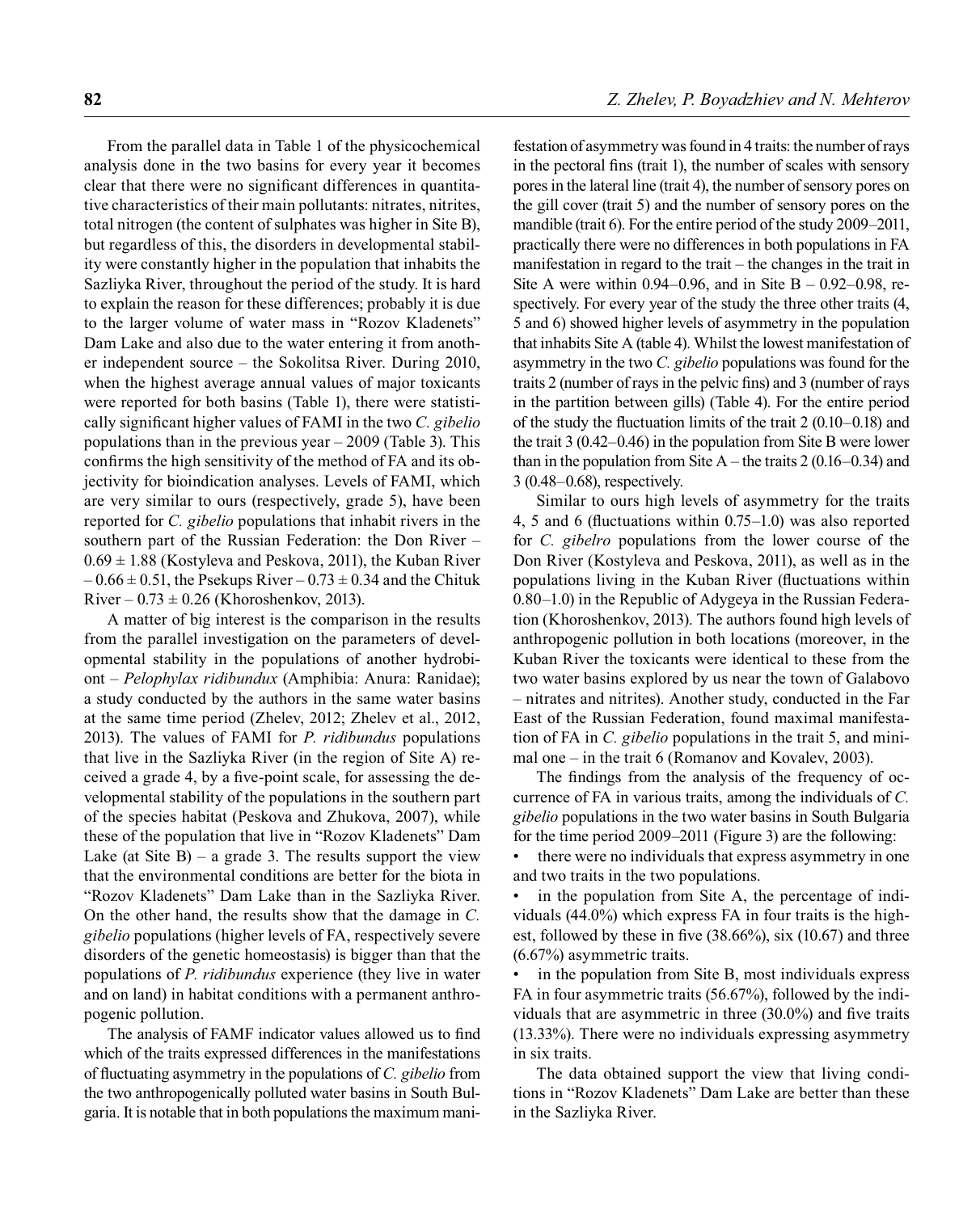From the parallel data in Table 1 of the physicochemical analysis done in the two basins for every year it becomes clear that there were no significant differences in quantitative characteristics of their main pollutants: nitrates, nitrites, total nitrogen (the content of sulphates was higher in Site B), but regardless of this, the disorders in developmental stability were constantly higher in the population that inhabits the Sazliyka River, throughout the period of the study. It is hard to explain the reason for these differences; probably it is due to the larger volume of water mass in "Rozov Kladenets" Dam Lake and also due to the water entering it from another independent source – the Sokolitsa River. During 2010, when the highest average annual values of major toxicants were reported for both basins (Table 1), there were statistically significant higher values of FAMI in the two *C. gibelio* populations than in the previous year – 2009 (Table 3). This confirms the high sensitivity of the method of FA and its objectivity for bioindication analyses. Levels of FAMI, which are very similar to ours (respectively, grade 5), have been reported for *C. gibelio* populations that inhabit rivers in the southern part of the Russian Federation: the Don River – $0.69 \pm 1.88$ (Kostyleva and Peskova, 2011), the Kuban River – $0.66 \pm 0.51$, the Psekups River – $0.73 \pm 0.34$ and the Chituk River – $0.73 \pm 0.26$ (Khoroshenkov, 2013).

A matter of big interest is the comparison in the results from the parallel investigation on the parameters of developmental stability in the populations of another hydrobiont – *Pelophylax ridibundux* (Amphibia: Anura: Ranidae); a study conducted by the authors in the same water basins at the same time period (Zhelev, 2012; Zhelev et al., 2012, 2013). The values of FAMI for *P. ridibundus* populations that live in the Sazliyka River (in the region of Site A) received a grade 4, by a five-point scale, for assessing the developmental stability of the populations in the southern part of the species habitat (Peskova and Zhukova, 2007), while these of the population that live in "Rozov Kladenets" Dam Lake (at Site B) – a grade 3. The results support the view that the environmental conditions are better for the biota in "Rozov Kladenets" Dam Lake than in the Sazliyka River. On the other hand, the results show that the damage in *C. gibelio* populations (higher levels of FA, respectively severe disorders of the genetic homeostasis) is bigger than that the populations of *P. ridibundus* experience (they live in water and on land) in habitat conditions with a permanent anthropogenic pollution.

The analysis of FAMF indicator values allowed us to find which of the traits expressed differences in the manifestations of fluctuating asymmetry in the populations of *C. gibelio* from the two anthropogenically polluted water basins in South Bulgaria. It is notable that in both populations the maximum manifestation of asymmetry was found in 4 traits: the number of rays in the pectoral fins (trait 1), the number of scales with sensory pores in the lateral line (trait 4), the number of sensory pores on the gill cover (trait 5) and the number of sensory pores on the mandible (trait 6). For the entire period of the study 2009–2011, practically there were no differences in both populations in FA manifestation in regard to the trait – the changes in the trait in Site A were within 0.94–0.96, and in Site B – 0.92–0.98, respectively. For every year of the study the three other traits (4, 5 and 6) showed higher levels of asymmetry in the population that inhabits Site A (table 4). Whilst the lowest manifestation of asymmetry in the two *C. gibelio* populations was found for the traits 2 (number of rays in the pelvic fins) and 3 (number of rays in the partition between gills) (Table 4). For the entire period of the study the fluctuation limits of the trait 2 (0.10–0.18) and the trait 3 (0.42–0.46) in the population from Site B were lower than in the population from Site A – the traits 2 (0.16–0.34) and 3 (0.48–0.68), respectively.

Similar to ours high levels of asymmetry for the traits 4, 5 and 6 (fluctuations within 0.75–1.0) was also reported for *C. gibelro* populations from the lower course of the Don River (Kostyleva and Peskova, 2011), as well as in the populations living in the Kuban River (fluctuations within 0.80–1.0) in the Republic of Adygeya in the Russian Federation (Khoroshenkov, 2013). The authors found high levels of anthropogenic pollution in both locations (moreover, in the Kuban River the toxicants were identical to these from the two water basins explored by us near the town of Galabovo – nitrates and nitrites). Another study, conducted in the Far East of the Russian Federation, found maximal manifestation of FA in *C. gibelio* populations in the trait 5, and minimal one – in the trait 6 (Romanov and Kovalev, 2003).

The findings from the analysis of the frequency of occurrence of FA in various traits, among the individuals of *C. gibelio* populations in the two water basins in South Bulgaria for the time period 2009–2011 (Figure 3) are the following:

- there were no individuals that express asymmetry in one and two traits in the two populations.
- in the population from Site A, the percentage of individuals (44.0%) which express FA in four traits is the highest, followed by these in five (38.66%), six (10.67) and three (6.67%) asymmetric traits.
- in the population from Site B, most individuals express FA in four asymmetric traits (56.67%), followed by the individuals that are asymmetric in three (30.0%) and five traits (13.33%). There were no individuals expressing asymmetry in six traits.

The data obtained support the view that living conditions in "Rozov Kladenets" Dam Lake are better than these in the Sazliyka River.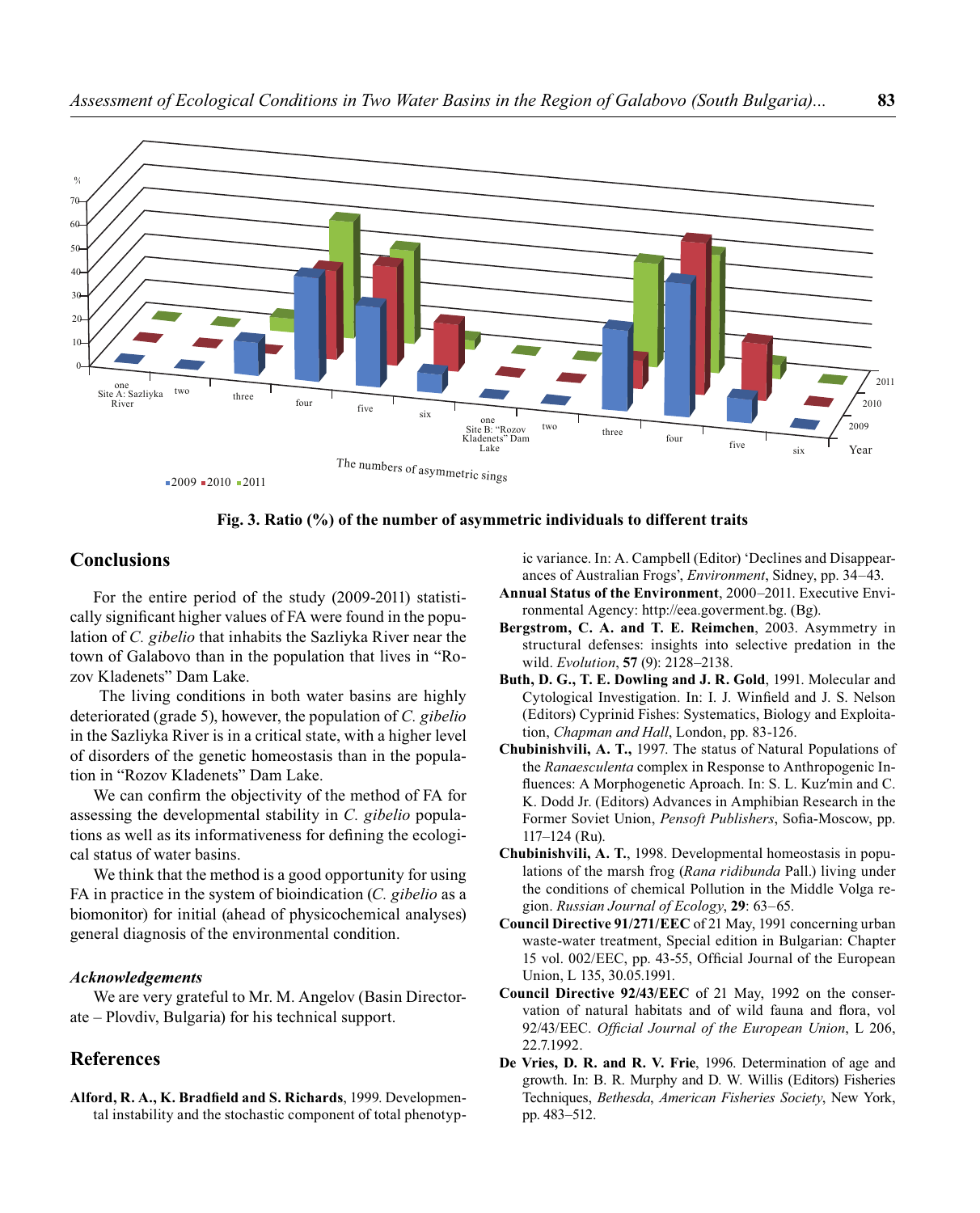Fig. 3. Ratio (%) of the number of asymmetric individuals to different traits

## Conclusions

For the entire period of the study (2009-2011) statistically significant higher values of FA were found in the population of *C. gibelio* that inhabits the Sazliyka River near the town of Galabovo than in the population that lives in "Rozov Kladenets" Dam Lake.

The living conditions in both water basins are highly deteriorated (grade 5), however, the population of *C. gibelio* in the Sazliyka River is in a critical state, with a higher level of disorders of the genetic homeostasis than in the population in "Rozov Kladenets" Dam Lake.

We can confirm the objectivity of the method of FA for assessing the developmental stability in *C. gibelio* populations as well as its informativeness for defining the ecological status of water basins.

We think that the method is a good opportunity for using FA in practice in the system of bioindication (*C. gibelio* as a biomonitor) for initial (ahead of physicochemical analyses) general diagnosis of the environmental condition.

### *Acknowledgements*

We are very grateful to Mr. M. Angelov (Basin Directorate – Plovdiv, Bulgaria) for his technical support.

## References

**Alford, R. A., K. Bradfield and S. Richards**, 1999. Developmental instability and the stochastic component of total phenotypic variance. In: A. Campbell (Editor) 'Declines and Disappearances of Australian Frogs', *Environment*, Sidney, pp. 34–43.

**Annual Status of the Environment**, 2000–2011. Executive Environmental Agency: http://eea.goverment.bg. (Bg).

**Bergstrom, C. A. and T. E. Reimchen**, 2003. Asymmetry in structural defenses: insights into selective predation in the wild. *Evolution*, **57** (9): 2128–2138.

**Buth, D. G., T. E. Dowling and J. R. Gold**, 1991. Molecular and Cytological Investigation. In: I. J. Winfield and J. S. Nelson (Editors) Cyprinid Fishes: Systematics, Biology and Exploitation, *Chapman and Hall*, London, pp. 83-126.

**Chubinishvili, A. T.,** 1997. The status of Natural Populations of the *Ranaesculenta* complex in Response to Anthropogenic Influences: A Morphogenetic Aproach. In: S. L. Kuz'min and C. K. Dodd Jr. (Editors) Advances in Amphibian Research in the Former Soviet Union, *Pensoft Publishers*, Sofia-Moscow, pp. 117–124 (Ru).

**Chubinishvili, A. T.**, 1998. Developmental homeostasis in populations of the marsh frog (*Rana ridibunda* Pall.) living under the conditions of chemical Pollution in the Middle Volga region. *Russian Journal of Ecology*, **29**: 63–65.

**Council Directive 91/271/EEC** of 21 May, 1991 concerning urban waste-water treatment, Special edition in Bulgarian: Chapter 15 vol. 002/EEC, pp. 43-55, Official Journal of the European Union, L 135, 30.05.1991.

**Council Directive 92/43/EEC** of 21 May, 1992 on the conservation of natural habitats and of wild fauna and flora, vol 92/43/EEC. *Official Journal of the European Union*, L 206, 22.7.1992.

**De Vries, D. R. and R. V. Frie**, 1996. Determination of age and growth. In: B. R. Murphy and D. W. Willis (Editors) Fisheries Techniques, *Bethesda*, *American Fisheries Society*, New York, pp. 483–512.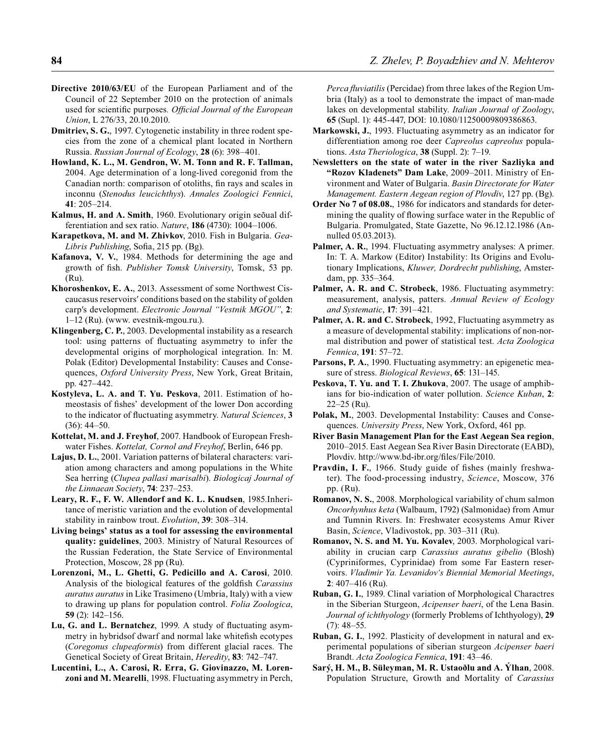**Directive 2010/63/EU** of the European Parliament and of the Council of 22 September 2010 on the protection of animals used for scientific purposes. *Official Journal of the European Union*, L 276/33, 20.10.2010.

**Dmitriev, S. G.**, 1997. Cytogenetic instability in three rodent species from the zone of a chemical plant located in Northern Russia. *Russian Journal of Ecology*, **28** (6): 398–401.

**Howland, K. L., M. Gendron, W. M. Tonn and R. F. Tallman,** 2004. Age determination of a long-lived coregonid from the Canadian north: comparison of otoliths, fin rays and scales in inconnu (*Stenodus leucichthys*). *Annales Zoologici Fennici*, **41**: 205–214.

**Kalmus, H. and A. Smith**, 1960. Evolutionary origin seõual differentiation and sex ratio. *Nature*, **186** (4730): 1004–1006.

**Karapetkova, M. and M. Zhivkov**, 2010. Fish in Bulgaria. *Gea-Libris Publishing*, Sofia, 215 pp. (Bg).

**Kafanova, V. V.**, 1984. Methods for determining the age and growth of fish. *Publisher Tomsk University*, Tomsk, 53 pp. (Ru).

**Khoroshenkov, E. A.**, 2013. Assessment of some Northwest Ciscaucasus reservoirs′ conditions based on the stability of golden carp′s development. *Electronic Journal "Vestnik MGOU"*, **2**: 1–12 (Ru). (www. evestnik-mgou.ru.).

**Klingenberg, C. P.**, 2003. Developmental instability as a research tool: using patterns of fluctuating asymmetry to infer the developmental origins of morphological integration. In: M. Polak (Editor) Developmental Instability: Causes and Consequences, *Oxford University Press*, New York, Great Britain, pp. 427–442.

**Kostyleva, L. A. and T. Yu. Peskova**, 2011. Estimation of homeostasis of fishes' development of the lower Don according to the indicator of fluctuating asymmetry. *Natural Sciences*, **3** (36): 44–50.

**Kottelat, M. and J. Freyhof**, 2007. Handbook of European Freshwater Fishes. *Kottelat, Cornol and Freyhof*, Berlin, 646 pp.

**Lajus, D. L.**, 2001. Variation patterns of bilateral characters: variation among characters and among populations in the White Sea herring (*Clupea pallasi marisalbi*). *Biologicaj Journal of the Linnaean Society*, **74**: 237–253.

**Leary, R. F., F. W. Allendorf and K. L. Knudsen**, 1985.Inheritance of meristic variation and the evolution of developmental stability in rainbow trout. *Evolution*, **39**: 308–314.

**Living beings' status as a tool for assessing the environmental quality: guidelines**, 2003. Ministry of Natural Resources of the Russian Federation, the State Service of Environmental Protection, Moscow, 28 pp (Ru).

**Lorenzoni, M., L. Ghetti, G. Pedicillo and A. Carosi**, 2010. Analysis of the biological features of the goldfish *Carassius auratus auratus* in Like Trasimeno (Umbria, Italy) with a view to drawing up plans for population control. *Folia Zoologica*, **59** (2): 142–156.

**Lu, G. and L. Bernatchez**, 1999. A study of fluctuating asymmetry in hybridsof dwarf and normal lake whitefish ecotypes (*Coregonus clupeaformis*) from different glacial races. The Genetical Society of Great Britain, *Heredity*, **83**: 742–747.

**Lucentini, L., A. Carosi, R. Erra, G. Giovinazzo, M. Lorenzoni and M. Mearelli**, 1998. Fluctuating asymmetry in Perch, *Perca fluviatilis* (Percidae) from three lakes of the Region Umbria (Italy) as a tool to demonstrate the impact of man-made lakes on developmental stability. *Italian Journal of Zoology*, **65** (Supl. 1): 445-447, DOI: 10.1080/11250009809386863.

**Markowski, J.**, 1993. Fluctuating asymmetry as an indicator for differentiation among roe deer *Capreolus capreolus* populations. *Asta Theriologica*, **38** (Suppl. 2): 7–19.

**Newsletters on the state of water in the river Sazliyka and "Rozov Kladenets" Dam Lake**, 2009–2011. Ministry of Environment and Water of Bulgaria. *Basin Directorate for Water Management. Eastern Aegean region of Plovdiv*, 127 pp. (Bg).

**Order No 7 of 08.08.**, 1986 for indicators and standards for determining the quality of flowing surface water in the Republic of Bulgaria. Promulgated, State Gazette, No 96.12.12.1986 (Annulled 05.03.2013).

**Palmer, A. R.**, 1994. Fluctuating asymmetry analyses: A primer. In: T. A. Markow (Editor) Instability: Its Origins and Evolutionary Implications, *Kluwer, Dordrecht publishing*, Amsterdam, pp. 335–364.

**Palmer, A. R. and C. Strobeck**, 1986. Fluctuating asymmetry: measurement, analysis, patters. *Annual Review of Ecology and Systematic*, **17**: 391–421.

**Palmer, A. R. and C. Strobeck**, 1992, Fluctuating asymmetry as a measure of developmental stability: implications of non-normal distribution and power of statistical test. *Acta Zoologica Fennica*, **191**: 57–72.

**Parsons, P. A.**, 1990. Fluctuating asymmetry: an epigenetic measure of stress. *Biological Reviews*, **65**: 131–145.

**Peskova, T. Yu. and T. I. Zhukova**, 2007. The usage of amphibians for bio-indication of water pollution. *Science Kuban*, **2**: 22–25 (Ru).

**Polak, M.**, 2003. Developmental Instability: Causes and Consequences. *University Press*, New York, Oxford, 461 pp.

**River Basin Management Plan for the East Aegean Sea region**, 2010–2015. East Aegean Sea River Basin Directorate (EABD), Plovdiv. http://www.bd-ibr.org/files/File/2010.

**Pravdin, I. F.**, 1966. Study guide of fishes (mainly freshwater). The food-processing industry, *Science*, Moscow, 376 pp. (Ru).

**Romanov, N. S.**, 2008. Morphological variability of chum salmon *Oncorhynhus keta* (Walbaum, 1792) (Salmonidae) from Amur and Tumnin Rivers. In: Freshwater ecosystems Amur River Basin, *Science*, Vladivostok, pp. 303–311 (Ru).

**Romanov, N. S. and M. Yu. Kovalev**, 2003. Morphological variability in crucian carp *Carassius auratus gibelio* (Blosh) (Cypriniformes, Cyprinidae) from some Far Eastern reservoirs. *Vladimir Ya. Levanidov's Biennial Memorial Meetings*, **2**: 407–416 (Ru).

**Ruban, G. I.**, 1989. Clinal variation of Morphological Charactres in the Siberian Sturgeon, *Acipenser baeri*, of the Lena Basin. *Journal of ichthyology* (formerly Problems of Ichthyology), **29** (7): 48–55.

**Ruban, G. I.**, 1992. Plasticity of development in natural and experimental populations of siberian sturgeon *Acipenser baeri* Brandt. *Acta Zoologica Fennica*, **191**: 43–46.

**Sarý, H. M., B. Süleyman, M. R. Ustaoðlu and A. Ýlhan**, 2008. Population Structure, Growth and Mortality of *Carassius*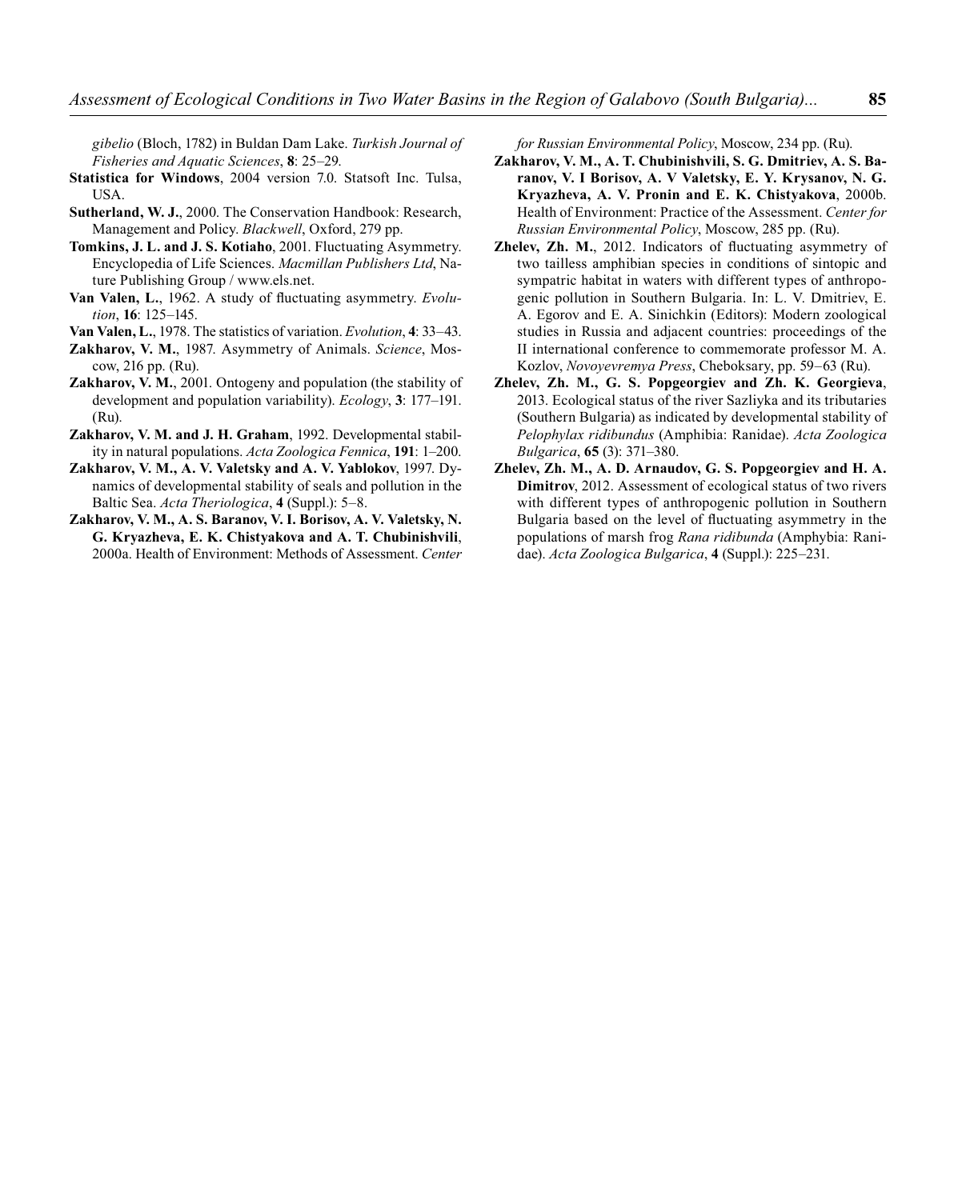*gibelio* (Bloch, 1782) in Buldan Dam Lake. *Turkish Journal of Fisheries and Aquatic Sciences*, **8**: 25–29.

**Statistica for Windows**, 2004 version 7.0. Statsoft Inc. Tulsa, USA.

**Sutherland, W. J.**, 2000. The Conservation Handbook: Research, Management and Policy. *Blackwell*, Oxford, 279 pp.

**Tomkins, J. L. and J. S. Kotiaho**, 2001. Fluctuating Asymmetry. Encyclopedia of Life Sciences. *Macmillan Publishers Ltd*, Nature Publishing Group / www.els.net.

**Van Valen, L.**, 1962. A study of fluctuating asymmetry. *Evolution*, **16**: 125–145.

**Van Valen, L.**, 1978. The statistics of variation. *Evolution*, **4**: 33–43.

**Zakharov, V. M.**, 1987. Asymmetry of Animals. *Science*, Moscow, 216 pp. (Ru).

**Zakharov, V. M.**, 2001. Ontogeny and population (the stability of development and population variability). *Ecology*, **3**: 177–191. (Ru).

**Zakharov, V. M. and J. H. Graham**, 1992. Developmental stability in natural populations. *Acta Zoologica Fennica*, **191**: 1–200.

**Zakharov, V. M., A. V. Valetsky and A. V. Yablokov**, 1997. Dynamics of developmental stability of seals and pollution in the Baltic Sea. *Acta Theriologica*, **4** (Suppl.): 5–8.

**Zakharov, V. M., A. S. Baranov, V. I. Borisov, A. V. Valetsky, N. G. Kryazheva, E. K. Chistyakova and A. T. Chubinishvili**, 2000a. Health of Environment: Methods of Assessment. *Center for Russian Environmental Policy*, Moscow, 234 pp. (Ru).

**Zakharov, V. M., A. T. Chubinishvili, S. G. Dmitriev, A. S. Baranov, V. I Borisov, A. V Valetsky, E. Y. Krysanov, N. G. Kryazheva, A. V. Pronin and E. K. Chistyakova**, 2000b. Health of Environment: Practice of the Assessment. *Center for Russian Environmental Policy*, Moscow, 285 pp. (Ru).

**Zhelev, Zh. M.**, 2012. Indicators of fluctuating asymmetry of two tailless amphibian species in conditions of sintopic and sympatric habitat in waters with different types of anthropogenic pollution in Southern Bulgaria. In: L. V. Dmitriev, E. A. Egorov and E. A. Sinichkin (Editors): Modern zoological studies in Russia and adjacent countries: proceedings of the II international conference to commemorate professor M. A. Kozlov, *Novoyevremya Press*, Cheboksary, pp. 59–63 (Ru).

**Zhelev, Zh. M., G. S. Popgeorgiev and Zh. K. Georgieva**, 2013. Ecological status of the river Sazliyka and its tributaries (Southern Bulgaria) as indicated by developmental stability of *Pelophylax ridibundus* (Amphibia: Ranidae). *Acta Zoologica Bulgarica*, **65** (3): 371–380.

**Zhelev, Zh. M., A. D. Arnaudov, G. S. Popgeorgiev and H. A. Dimitrov**, 2012. Assessment of ecological status of two rivers with different types of anthropogenic pollution in Southern Bulgaria based on the level of fluctuating asymmetry in the populations of marsh frog *Rana ridibunda* (Amphybia: Ranidae). *Acta Zoologica Bulgarica*, **4** (Suppl.): 225–231.